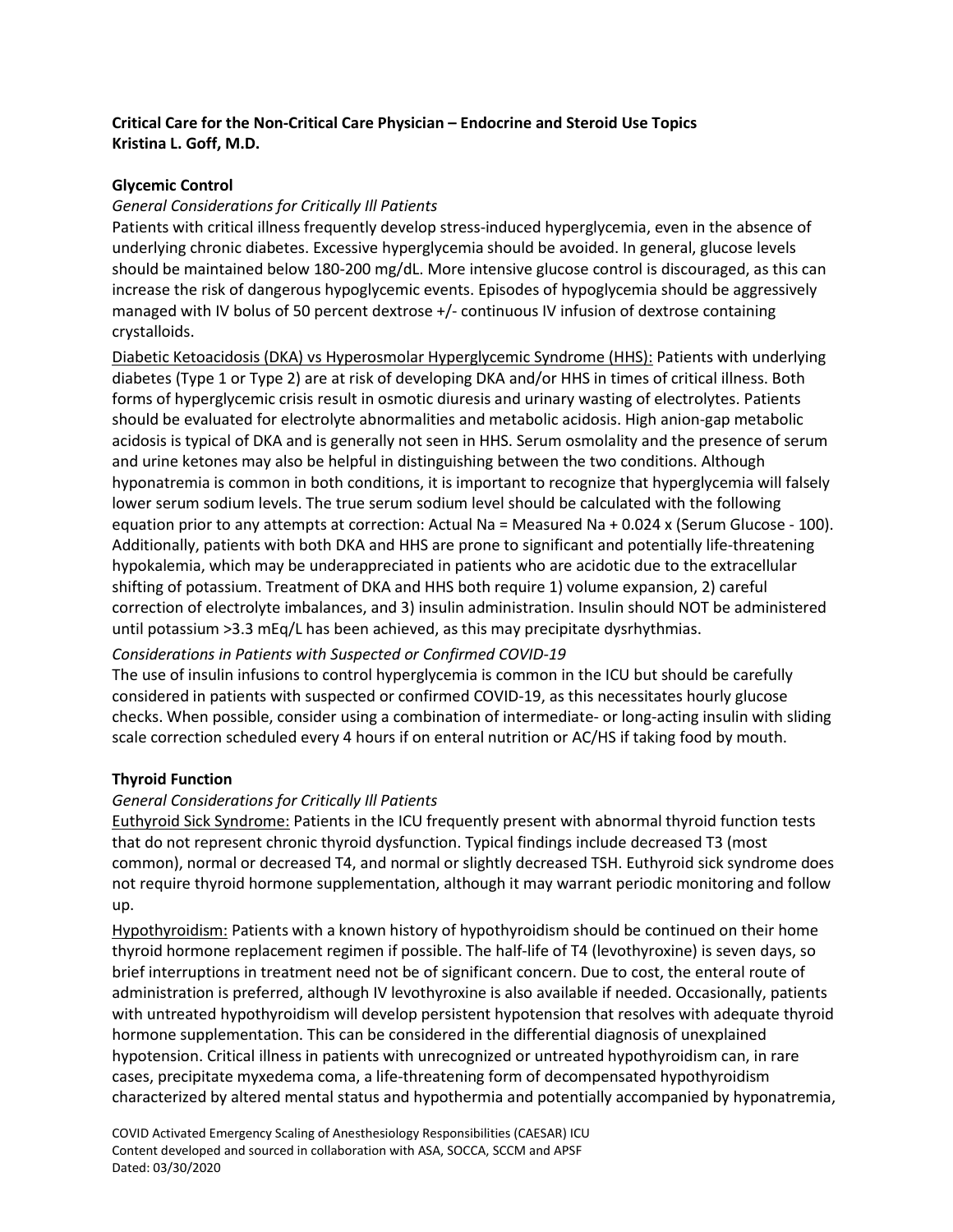**Critical Care for the Non-Critical Care Physician – Endocrine and Steroid Use Topics**
**Kristina L. Goff, M.D.**

## Glycemic Control

*General Considerations for Critically Ill Patients*

Patients with critical illness frequently develop stress-induced hyperglycemia, even in the absence of underlying chronic diabetes. Excessive hyperglycemia should be avoided. In general, glucose levels should be maintained below 180-200 mg/dL. More intensive glucose control is discouraged, as this can increase the risk of dangerous hypoglycemic events. Episodes of hypoglycemia should be aggressively managed with IV bolus of 50 percent dextrose +/- continuous IV infusion of dextrose containing crystalloids.

<u>Diabetic Ketoacidosis (DKA) vs Hyperosmolar Hyperglycemic Syndrome (HHS):</u> Patients with underlying diabetes (Type 1 or Type 2) are at risk of developing DKA and/or HHS in times of critical illness. Both forms of hyperglycemic crisis result in osmotic diuresis and urinary wasting of electrolytes. Patients should be evaluated for electrolyte abnormalities and metabolic acidosis. High anion-gap metabolic acidosis is typical of DKA and is generally not seen in HHS. Serum osmolality and the presence of serum and urine ketones may also be helpful in distinguishing between the two conditions. Although hyponatremia is common in both conditions, it is important to recognize that hyperglycemia will falsely lower serum sodium levels. The true serum sodium level should be calculated with the following equation prior to any attempts at correction: Actual Na = Measured Na + 0.024 x (Serum Glucose - 100). Additionally, patients with both DKA and HHS are prone to significant and potentially life-threatening hypokalemia, which may be underappreciated in patients who are acidotic due to the extracellular shifting of potassium. Treatment of DKA and HHS both require 1) volume expansion, 2) careful correction of electrolyte imbalances, and 3) insulin administration. Insulin should NOT be administered until potassium >3.3 mEq/L has been achieved, as this may precipitate dysrhythmias.

*Considerations in Patients with Suspected or Confirmed COVID-19*

The use of insulin infusions to control hyperglycemia is common in the ICU but should be carefully considered in patients with suspected or confirmed COVID-19, as this necessitates hourly glucose checks. When possible, consider using a combination of intermediate- or long-acting insulin with sliding scale correction scheduled every 4 hours if on enteral nutrition or AC/HS if taking food by mouth.

## Thyroid Function

*General Considerations for Critically Ill Patients*

<u>Euthyroid Sick Syndrome:</u> Patients in the ICU frequently present with abnormal thyroid function tests that do not represent chronic thyroid dysfunction. Typical findings include decreased T3 (most common), normal or decreased T4, and normal or slightly decreased TSH. Euthyroid sick syndrome does not require thyroid hormone supplementation, although it may warrant periodic monitoring and follow up.

<u>Hypothyroidism:</u> Patients with a known history of hypothyroidism should be continued on their home thyroid hormone replacement regimen if possible. The half-life of T4 (levothyroxine) is seven days, so brief interruptions in treatment need not be of significant concern. Due to cost, the enteral route of administration is preferred, although IV levothyroxine is also available if needed. Occasionally, patients with untreated hypothyroidism will develop persistent hypotension that resolves with adequate thyroid hormone supplementation. This can be considered in the differential diagnosis of unexplained hypotension. Critical illness in patients with unrecognized or untreated hypothyroidism can, in rare cases, precipitate myxedema coma, a life-threatening form of decompensated hypothyroidism characterized by altered mental status and hypothermia and potentially accompanied by hyponatremia,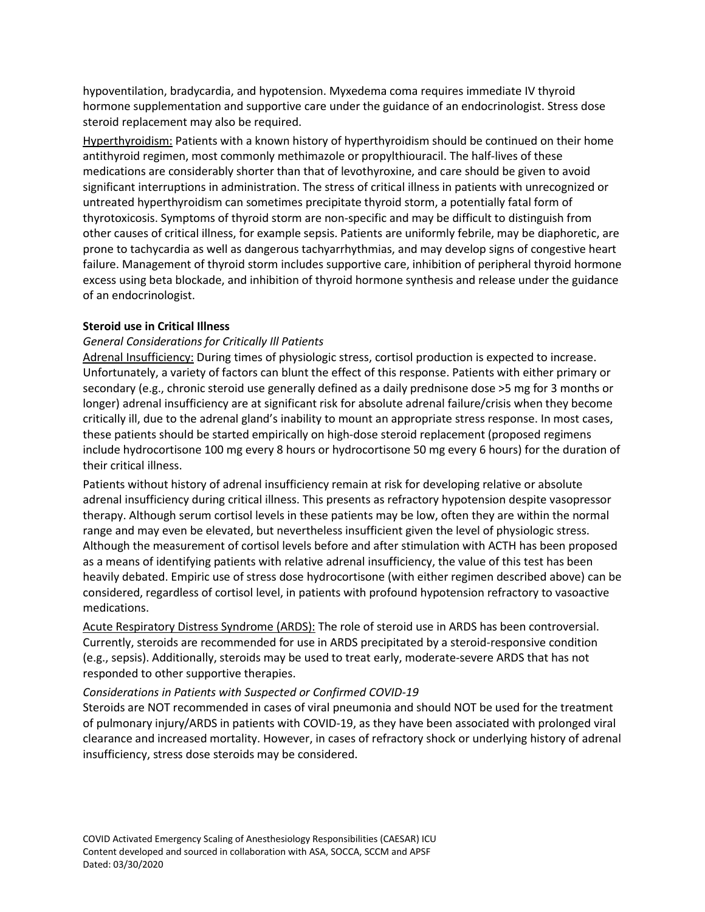hypoventilation, bradycardia, and hypotension. Myxedema coma requires immediate IV thyroid hormone supplementation and supportive care under the guidance of an endocrinologist. Stress dose steroid replacement may also be required.

Hyperthyroidism: Patients with a known history of hyperthyroidism should be continued on their home antithyroid regimen, most commonly methimazole or propylthiouracil. The half-lives of these medications are considerably shorter than that of levothyroxine, and care should be given to avoid significant interruptions in administration. The stress of critical illness in patients with unrecognized or untreated hyperthyroidism can sometimes precipitate thyroid storm, a potentially fatal form of thyrotoxicosis. Symptoms of thyroid storm are non-specific and may be difficult to distinguish from other causes of critical illness, for example sepsis. Patients are uniformly febrile, may be diaphoretic, are prone to tachycardia as well as dangerous tachyarrhythmias, and may develop signs of congestive heart failure. Management of thyroid storm includes supportive care, inhibition of peripheral thyroid hormone excess using beta blockade, and inhibition of thyroid hormone synthesis and release under the guidance of an endocrinologist.

**Steroid use in Critical Illness**

*General Considerations for Critically Ill Patients*

Adrenal Insufficiency: During times of physiologic stress, cortisol production is expected to increase. Unfortunately, a variety of factors can blunt the effect of this response. Patients with either primary or secondary (e.g., chronic steroid use generally defined as a daily prednisone dose >5 mg for 3 months or longer) adrenal insufficiency are at significant risk for absolute adrenal failure/crisis when they become critically ill, due to the adrenal gland's inability to mount an appropriate stress response. In most cases, these patients should be started empirically on high-dose steroid replacement (proposed regimens include hydrocortisone 100 mg every 8 hours or hydrocortisone 50 mg every 6 hours) for the duration of their critical illness.

Patients without history of adrenal insufficiency remain at risk for developing relative or absolute adrenal insufficiency during critical illness. This presents as refractory hypotension despite vasopressor therapy. Although serum cortisol levels in these patients may be low, often they are within the normal range and may even be elevated, but nevertheless insufficient given the level of physiologic stress. Although the measurement of cortisol levels before and after stimulation with ACTH has been proposed as a means of identifying patients with relative adrenal insufficiency, the value of this test has been heavily debated. Empiric use of stress dose hydrocortisone (with either regimen described above) can be considered, regardless of cortisol level, in patients with profound hypotension refractory to vasoactive medications.

Acute Respiratory Distress Syndrome (ARDS): The role of steroid use in ARDS has been controversial. Currently, steroids are recommended for use in ARDS precipitated by a steroid-responsive condition (e.g., sepsis). Additionally, steroids may be used to treat early, moderate-severe ARDS that has not responded to other supportive therapies.

*Considerations in Patients with Suspected or Confirmed COVID-19*

Steroids are NOT recommended in cases of viral pneumonia and should NOT be used for the treatment of pulmonary injury/ARDS in patients with COVID-19, as they have been associated with prolonged viral clearance and increased mortality. However, in cases of refractory shock or underlying history of adrenal insufficiency, stress dose steroids may be considered.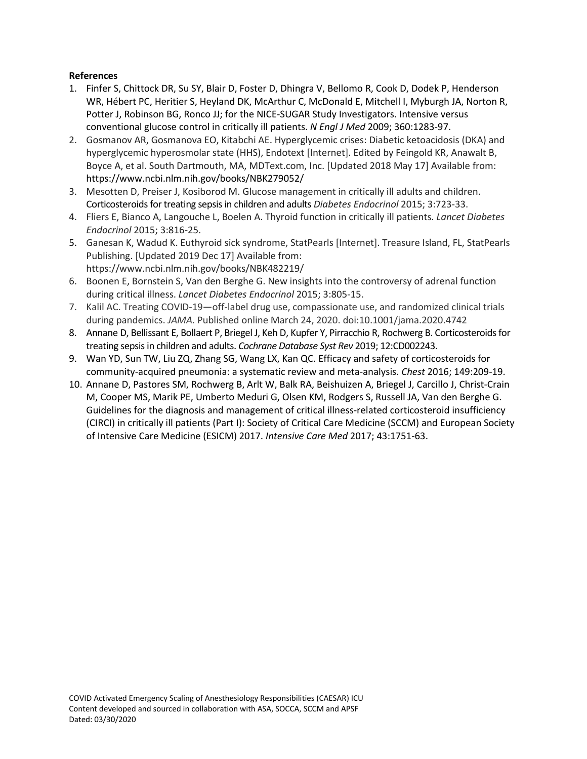**References**

1. Finfer S, Chittock DR, Su SY, Blair D, Foster D, Dhingra V, Bellomo R, Cook D, Dodek P, Henderson WR, Hébert PC, Heritier S, Heyland DK, McArthur C, McDonald E, Mitchell I, Myburgh JA, Norton R, Potter J, Robinson BG, Ronco JJ; for the NICE-SUGAR Study Investigators. Intensive versus conventional glucose control in critically ill patients. *N Engl J Med* 2009; 360:1283-97.
2. Gosmanov AR, Gosmanova EO, Kitabchi AE. Hyperglycemic crises: Diabetic ketoacidosis (DKA) and hyperglycemic hyperosmolar state (HHS), Endotext [Internet]. Edited by Feingold KR, Anawalt B, Boyce A, et al. South Dartmouth, MA, MDText.com, Inc. [Updated 2018 May 17] Available from: https://www.ncbi.nlm.nih.gov/books/NBK279052/
3. Mesotten D, Preiser J, Kosiborod M. Glucose management in critically ill adults and children. Corticosteroids for treating sepsis in children and adults *Diabetes Endocrinol* 2015; 3:723-33.
4. Fliers E, Bianco A, Langouche L, Boelen A. Thyroid function in critically ill patients. *Lancet Diabetes Endocrinol* 2015; 3:816-25.
5. Ganesan K, Wadud K. Euthyroid sick syndrome, StatPearls [Internet]. Treasure Island, FL, StatPearls Publishing. [Updated 2019 Dec 17] Available from: https://www.ncbi.nlm.nih.gov/books/NBK482219/
6. Boonen E, Bornstein S, Van den Berghe G. New insights into the controversy of adrenal function during critical illness. *Lancet Diabetes Endocrinol* 2015; 3:805-15.
7. Kalil AC. Treating COVID-19—off-label drug use, compassionate use, and randomized clinical trials during pandemics. *JAMA.* Published online March 24, 2020. doi:10.1001/jama.2020.4742
8. Annane D, Bellissant E, Bollaert P, Briegel J, Keh D, Kupfer Y, Pirracchio R, Rochwerg B. Corticosteroids for treating sepsis in children and adults. *Cochrane Database Syst Rev* 2019; 12:CD002243.
9. Wan YD, Sun TW, Liu ZQ, Zhang SG, Wang LX, Kan QC. Efficacy and safety of corticosteroids for community-acquired pneumonia: a systematic review and meta-analysis. *Chest* 2016; 149:209-19.
10. Annane D, Pastores SM, Rochwerg B, Arlt W, Balk RA, Beishuizen A, Briegel J, Carcillo J, Christ-Crain M, Cooper MS, Marik PE, Umberto Meduri G, Olsen KM, Rodgers S, Russell JA, Van den Berghe G. Guidelines for the diagnosis and management of critical illness-related corticosteroid insufficiency (CIRCI) in critically ill patients (Part I): Society of Critical Care Medicine (SCCM) and European Society of Intensive Care Medicine (ESICM) 2017. *Intensive Care Med* 2017; 43:1751-63.

COVID Activated Emergency Scaling of Anesthesiology Responsibilities (CAESAR) ICU
Content developed and sourced in collaboration with ASA, SOCCA, SCCM and APSF
Dated: 03/30/2020